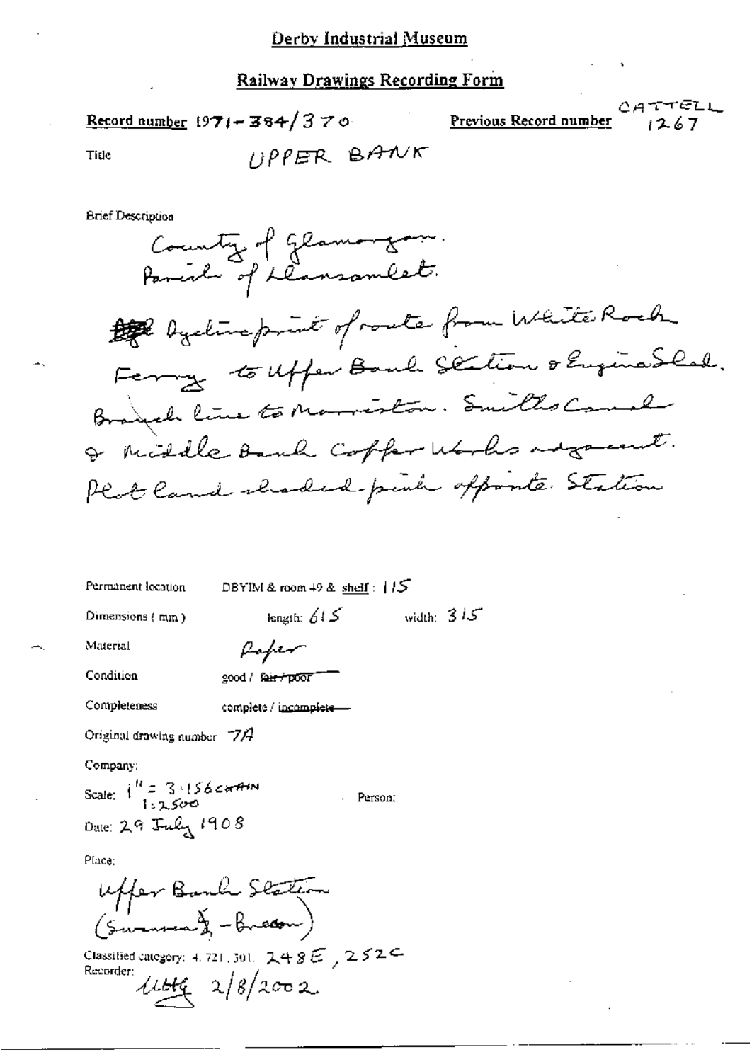Derby Industrial Museum

Railway Drawings Recording Form

Record number 1971-384/370

Previous Record number CATTELL 1267

Title UPPER BANK

Brief Description

County of Glamorgan.
Parish of Llansamlet.

~~Dye~~ Dyeline print of route from White Rock Ferry to Upper Bank Station & Engine Shed. Branch line to Morriston. Smiths Canal & Middle Bank Copper Works adjacent. Plot land shaded pink opposite Station

Permanent location DBYIM & room 49 & shelf: 115

Dimensions (mm) length: 615 width: 315

Material Paper

Condition good / ~~fair / poor~~

Completeness complete / ~~incomplete~~

Original drawing number 7A

Company:

Scale: 1" = 3.156 CHAIN 1:2500

Person:

Date: 29 July 1908

Place:

Upper Bank Station (Swansea - Brecon)

Classified category: 4.721.301. 248E, 252C

Recorder: ubtg 2/8/2002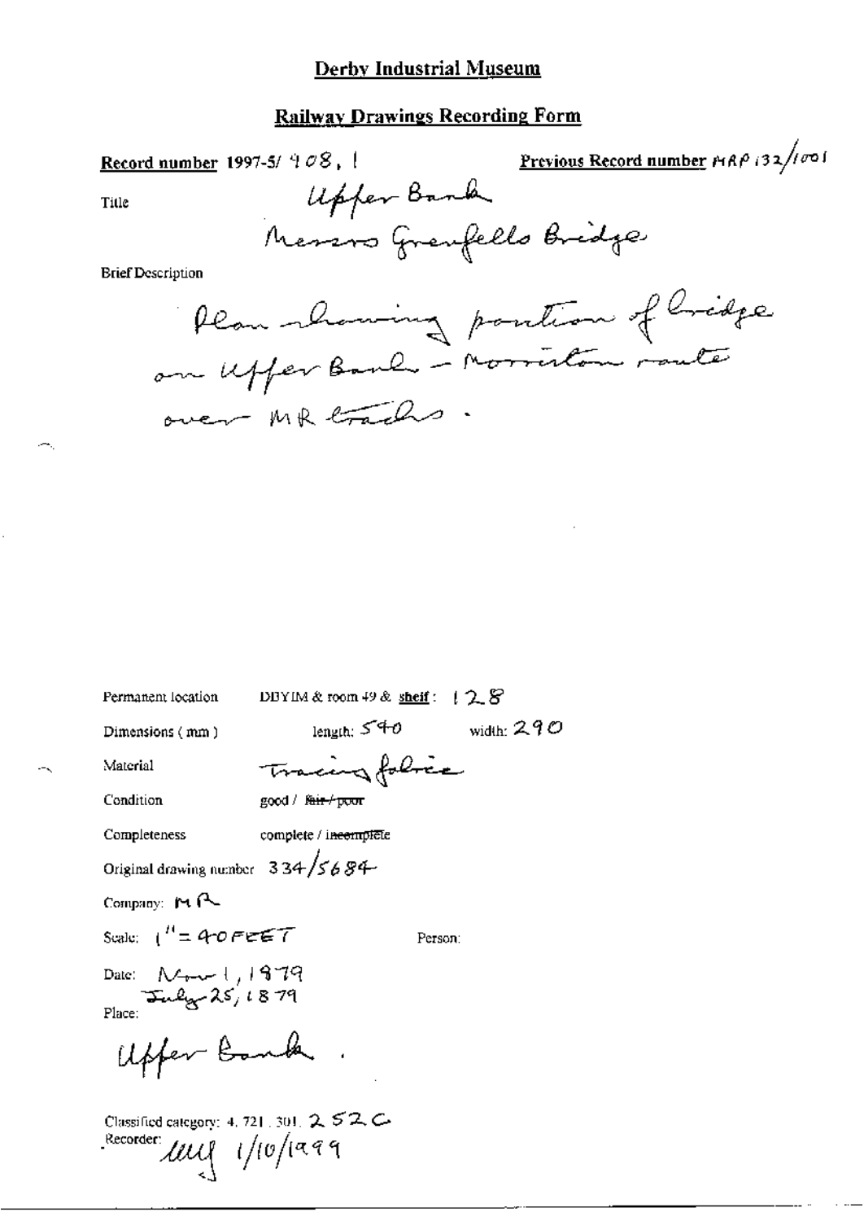# Derby Industrial Museum

## Railway Drawings Recording Form

**Record number** 1997-5/ 908. 1

**Previous Record number** MRP 132/1001

Title

Upper Bank
Messrs Grenfells Bridge

Brief Description

Plan showing portion of bridge on Upper Bank - Morriston route over MR tracks.

Permanent location: DBYIM & room 49 & **shelf**: 128

Dimensions (mm): length: 540 width: 290

Material: Tracing fabric

Condition: good / ~~fair / poor~~

Completeness: complete / ~~incomplete~~

Original drawing number: 334/5684

Company: MR

Scale: 1" = 40 FEET

Person:

Date: Nov 1, 1879
July 25, 1879

Place:

Upper Bank.

Classified category: 4. 721. 301. 252 C

Recorder: lug 1/10/1999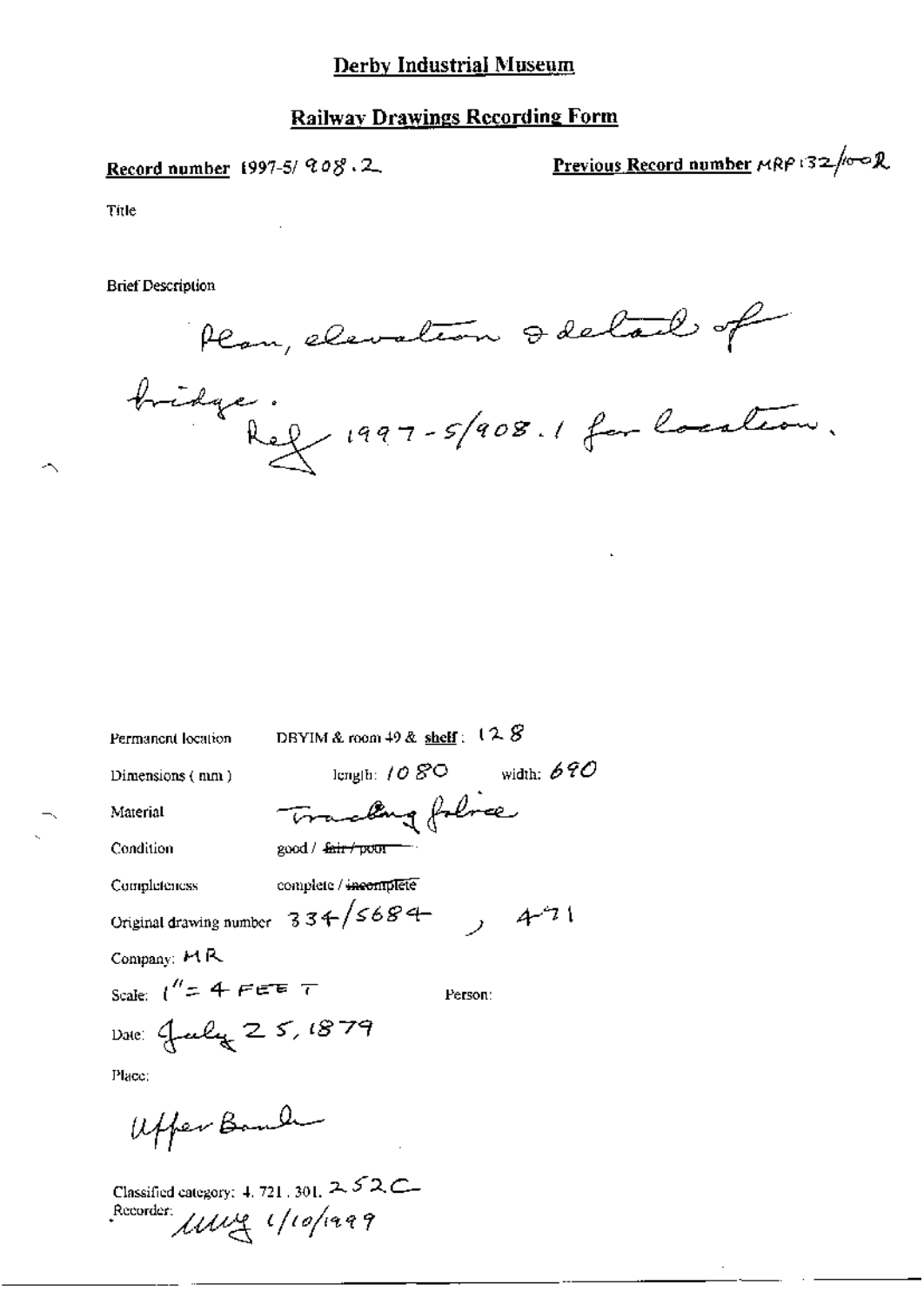# Derby Industrial Museum

## Railway Drawings Recording Form

**Record number** 1997-5/ 908.2

**Previous Record number** MRP 132/1002

Title

Brief Description

Plan, elevation & detail of bridge. Ref 1997-5/908.1 for location.

Permanent location: DBYIM & room 49 & **shelf**: 128

Dimensions (mm): length: 1080 width: 690

Material: Tracing fabric

Condition: good / ~~fair / poor~~

Completeness: complete / ~~incomplete~~

Original drawing number: 334/5684, 471

Company: MR

Scale: 1" = 4 FEET

Person:

Date: July 25, 1879

Place:

Upper Bank

Classified category: 4. 721. 301. 252C

Recorder: MMG 1/10/1999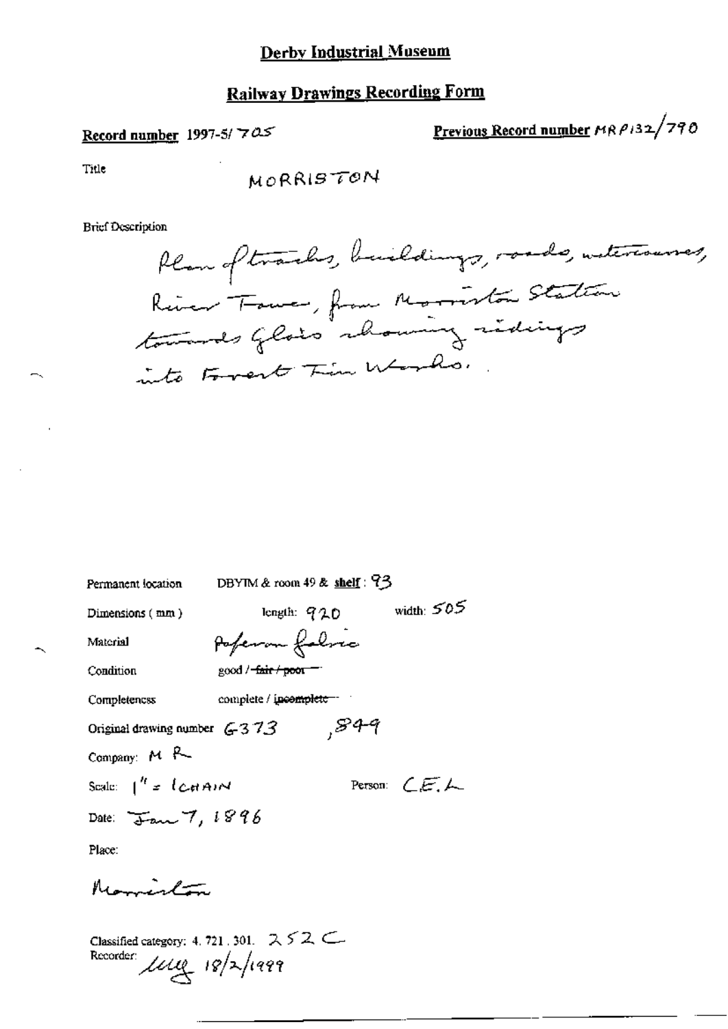# Derby Industrial Museum

## Railway Drawings Recording Form

**Record number** 1997-5/ 705

**Previous Record number** MRP132/790

Title

MORRISTON

Brief Description

Plan of tracks, buildings, roads, watercourses, River Tawe, from Morriston Station towards Glais showing sidings into Forest Tin Works.

Permanent location DBYIM & room 49 & **shelf** : 93

Dimensions (mm) length: 920 width: 505

Material Paper on fabric

Condition good / ~~fair / poor~~

Completeness complete / ~~incomplete~~

Original drawing number 6373, 849

Company: MR

Scale: 1" = 1 CHAIN

Person: C.E.L

Date: Jan 7, 1896

Place:

Morriston

Classified category: 4. 721. 301. 252 C

Recorder: MG 18/2/1999